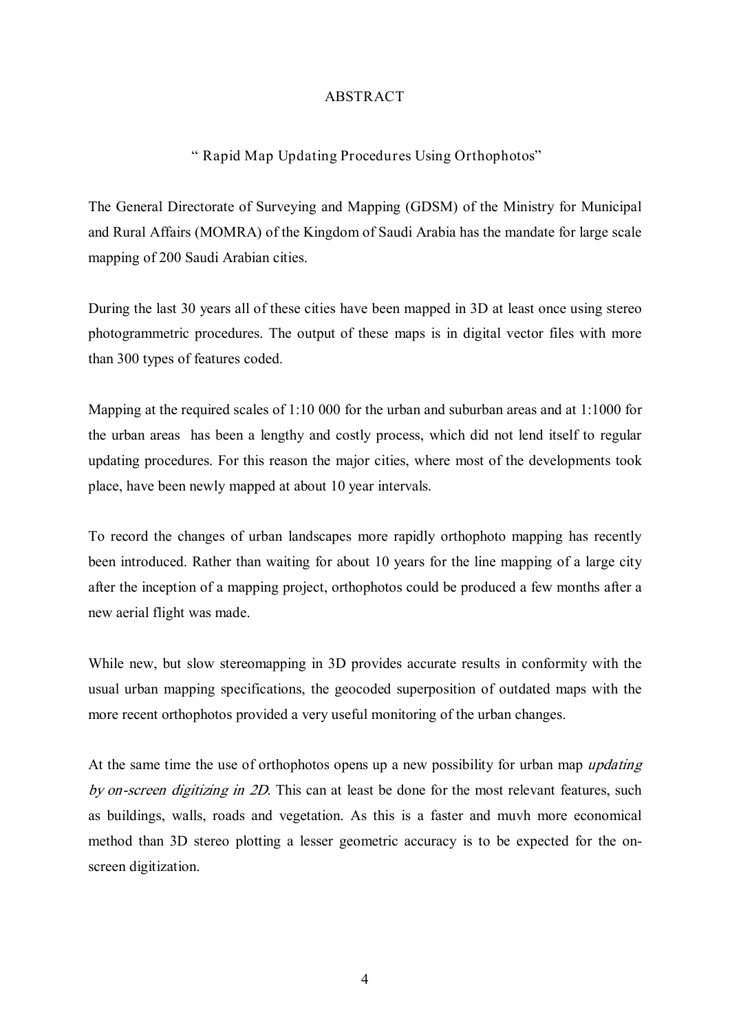# ABSTRACT

## " Rapid Map Updating Procedures Using Orthophotos"

The General Directorate of Surveying and Mapping (GDSM) of the Ministry for Municipal and Rural Affairs (MOMRA) of the Kingdom of Saudi Arabia has the mandate for large scale mapping of 200 Saudi Arabian cities.

During the last 30 years all of these cities have been mapped in 3D at least once using stereo photogrammetric procedures. The output of these maps is in digital vector files with more than 300 types of features coded.

Mapping at the required scales of 1:10 000 for the urban and suburban areas and at 1:1000 for the urban areas has been a lengthy and costly process, which did not lend itself to regular updating procedures. For this reason the major cities, where most of the developments took place, have been newly mapped at about 10 year intervals.

To record the changes of urban landscapes more rapidly orthophoto mapping has recently been introduced. Rather than waiting for about 10 years for the line mapping of a large city after the inception of a mapping project, orthophotos could be produced a few months after a new aerial flight was made.

While new, but slow stereomapping in 3D provides accurate results in conformity with the usual urban mapping specifications, the geocoded superposition of outdated maps with the more recent orthophotos provided a very useful monitoring of the urban changes.

At the same time the use of orthophotos opens up a new possibility for urban map *updating by on-screen digitizing in 2D*. This can at least be done for the most relevant features, such as buildings, walls, roads and vegetation. As this is a faster and muvh more economical method than 3D stereo plotting a lesser geometric accuracy is to be expected for the on-screen digitization.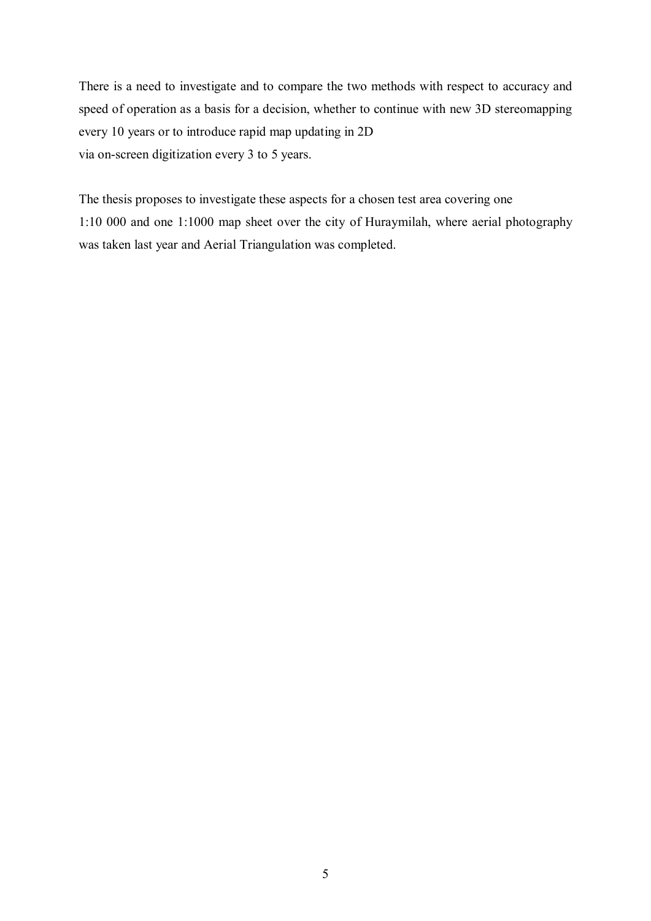There is a need to investigate and to compare the two methods with respect to accuracy and speed of operation as a basis for a decision, whether to continue with new 3D stereomapping every 10 years or to introduce rapid map updating in 2D via on-screen digitization every 3 to 5 years.

The thesis proposes to investigate these aspects for a chosen test area covering one 1:10 000 and one 1:1000 map sheet over the city of Huraymilah, where aerial photography was taken last year and Aerial Triangulation was completed.